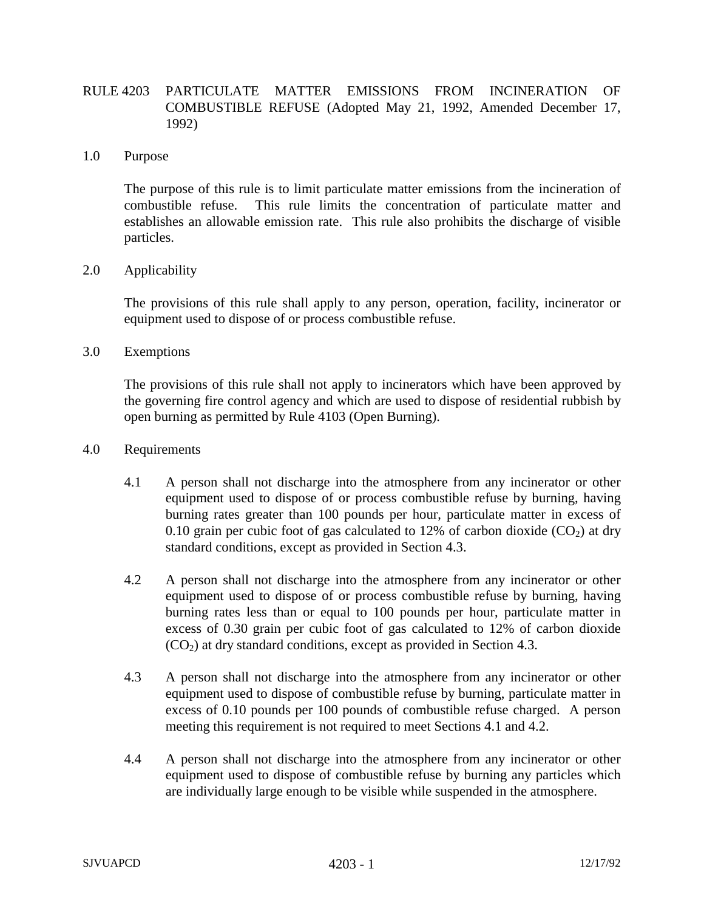# RULE 4203 PARTICULATE MATTER EMISSIONS FROM INCINERATION OF COMBUSTIBLE REFUSE (Adopted May 21, 1992, Amended December 17, 1992)

## 1.0 Purpose

The purpose of this rule is to limit particulate matter emissions from the incineration of combustible refuse. This rule limits the concentration of particulate matter and establishes an allowable emission rate. This rule also prohibits the discharge of visible particles.

## 2.0 Applicability

The provisions of this rule shall apply to any person, operation, facility, incinerator or equipment used to dispose of or process combustible refuse.

## 3.0 Exemptions

The provisions of this rule shall not apply to incinerators which have been approved by the governing fire control agency and which are used to dispose of residential rubbish by open burning as permitted by Rule 4103 (Open Burning).

## 4.0 Requirements

4.1 A person shall not discharge into the atmosphere from any incinerator or other equipment used to dispose of or process combustible refuse by burning, having burning rates greater than 100 pounds per hour, particulate matter in excess of 0.10 grain per cubic foot of gas calculated to 12% of carbon dioxide ($CO_2$) at dry standard conditions, except as provided in Section 4.3.

4.2 A person shall not discharge into the atmosphere from any incinerator or other equipment used to dispose of or process combustible refuse by burning, having burning rates less than or equal to 100 pounds per hour, particulate matter in excess of 0.30 grain per cubic foot of gas calculated to 12% of carbon dioxide ($CO_2$) at dry standard conditions, except as provided in Section 4.3.

4.3 A person shall not discharge into the atmosphere from any incinerator or other equipment used to dispose of combustible refuse by burning, particulate matter in excess of 0.10 pounds per 100 pounds of combustible refuse charged. A person meeting this requirement is not required to meet Sections 4.1 and 4.2.

4.4 A person shall not discharge into the atmosphere from any incinerator or other equipment used to dispose of combustible refuse by burning any particles which are individually large enough to be visible while suspended in the atmosphere.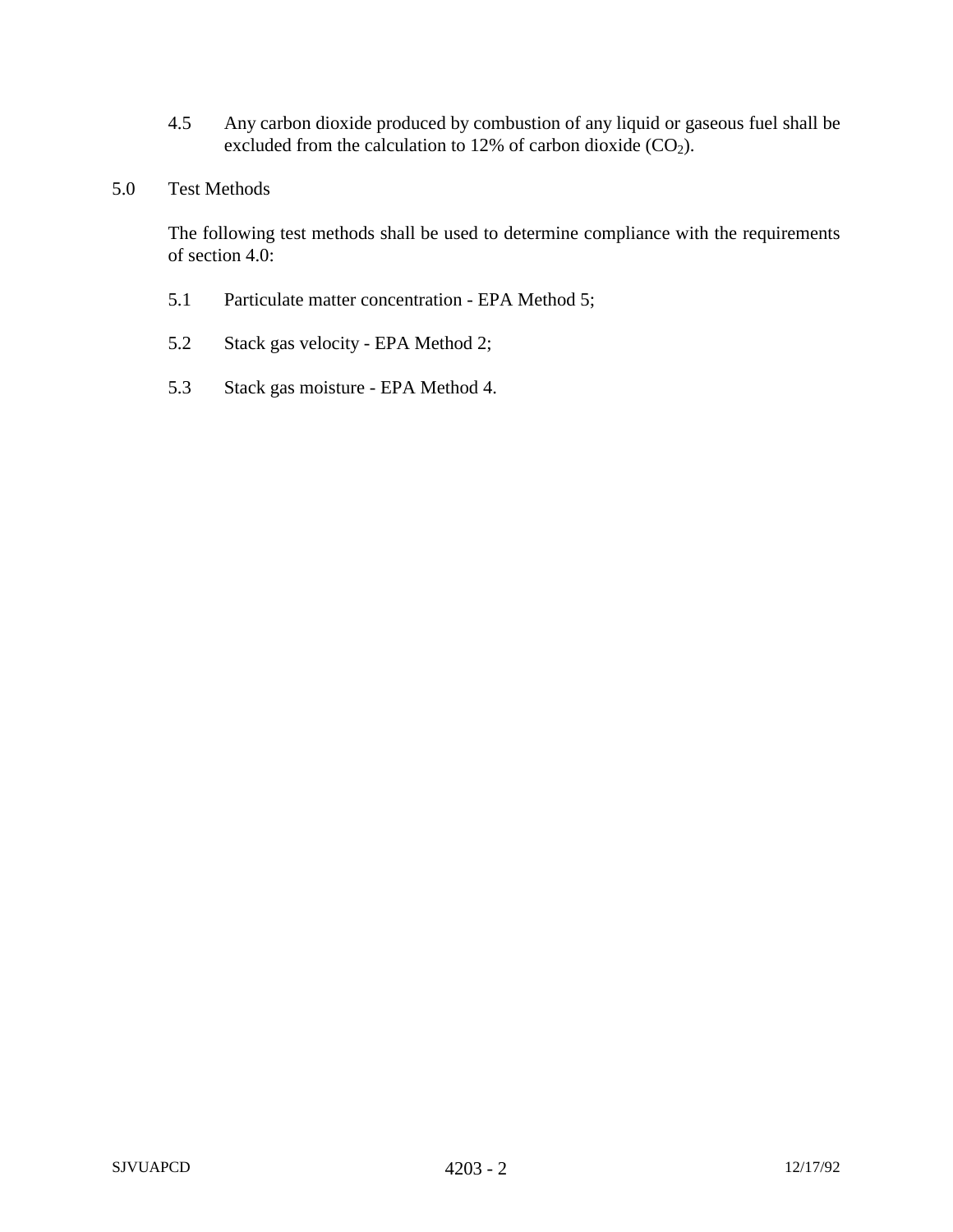4.5 Any carbon dioxide produced by combustion of any liquid or gaseous fuel shall be excluded from the calculation to 12% of carbon dioxide ($CO_2$).

5.0 Test Methods

The following test methods shall be used to determine compliance with the requirements of section 4.0:

5.1 Particulate matter concentration - EPA Method 5;

5.2 Stack gas velocity - EPA Method 2;

5.3 Stack gas moisture - EPA Method 4.